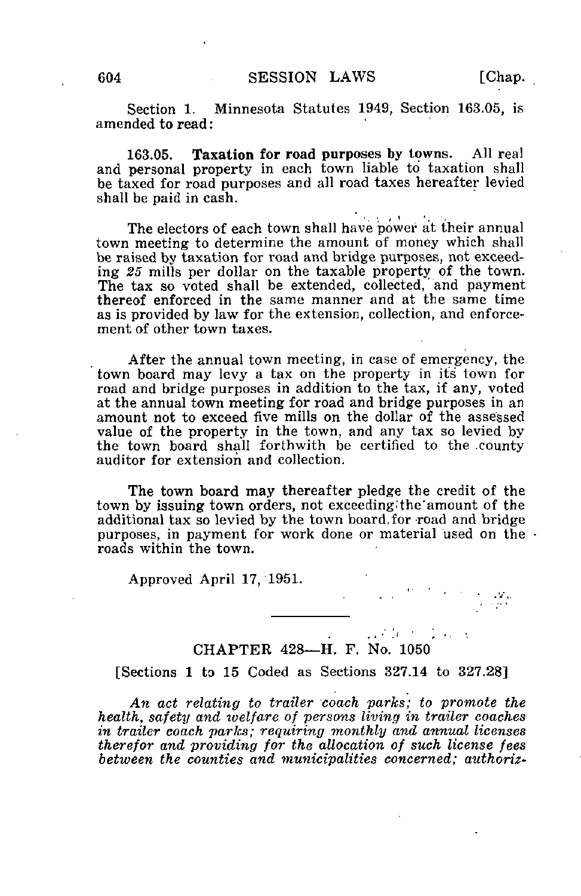Section 1. Minnesota Statutes 1949, Section 163.05, is amended to read:

163.05. **Taxation for road purposes by towns.** All real and personal property in each town liable to taxation shall be taxed for road purposes and all road taxes hereafter levied shall be paid in cash.

The electors of each town shall have power at their annual town meeting to determine the amount of money which shall be raised by taxation for road and bridge purposes, not exceeding *25* mills per dollar on the taxable property of the town. The tax so voted shall be extended, collected, and payment thereof enforced in the same manner and at the same time as is provided by law for the extension, collection, and enforcement of other town taxes.

After the annual town meeting, in case of emergency, the town board may levy a tax on the property in its town for road and bridge purposes in addition to the tax, if any, voted at the annual town meeting for road and bridge purposes in an amount not to exceed five mills on the dollar of the assessed value of the property in the town, and any tax so levied by the town board shall forthwith be certified to the county auditor for extension and collection.

The town board may thereafter pledge the credit of the town by issuing town orders, not exceeding the amount of the additional tax so levied by the town board for road and bridge purposes, in payment for work done or material used on the roads within the town.

Approved April 17, 1951.

---

## CHAPTER 428—H. F. No. 1050

[Sections 1 to 15 Coded as Sections 327.14 to 327.28]

*An act relating to trailer coach parks; to promote the health, safety and welfare of persons living in trailer coaches in trailer coach parks; requiring monthly and annual licenses therefor and providing for the allocation of such license fees between the counties and municipalities concerned; authoriz-*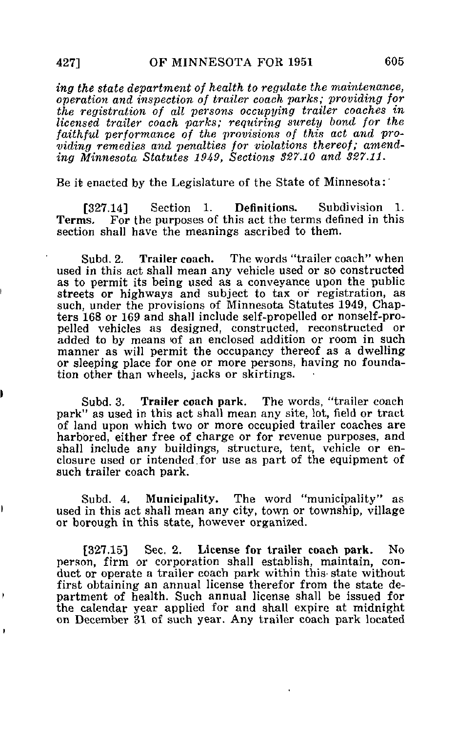*ing the state department of health to regulate the maintenance, operation and inspection of trailer coach parks; providing for the registration of all persons occupying trailer coaches in licensed trailer coach parks; requiring surety bond for the faithful performance of the provisions of this act and providing remedies and penalties for violations thereof; amending Minnesota Statutes 1949, Sections 327.10 and 327.11.*

Be it enacted by the Legislature of the State of Minnesota:

[327.14] Section 1. **Definitions.** Subdivision 1. **Terms.** For the purposes of this act the terms defined in this section shall have the meanings ascribed to them.

Subd. 2. **Trailer coach.** The words "trailer coach" when used in this act shall mean any vehicle used or so constructed as to permit its being used as a conveyance upon the public streets or highways and subject to tax or registration, as such, under the provisions of Minnesota Statutes 1949, Chapters 168 or 169 and shall include self-propelled or nonself-propelled vehicles as designed, constructed, reconstructed or added to by means of an enclosed addition or room in such manner as will permit the occupancy thereof as a dwelling or sleeping place for one or more persons, having no foundation other than wheels, jacks or skirtings.

Subd. 3. **Trailer coach park.** The words, "trailer coach park" as used in this act shall mean any site, lot, field or tract of land upon which two or more occupied trailer coaches are harbored, either free of charge or for revenue purposes, and shall include any buildings, structure, tent, vehicle or enclosure used or intended for use as part of the equipment of such trailer coach park.

Subd. 4. **Municipality.** The word "municipality" as used in this act shall mean any city, town or township, village or borough in this state, however organized.

[327.15] Sec. 2. **License for trailer coach park.** No person, firm or corporation shall establish, maintain, conduct or operate a trailer coach park within this state without first obtaining an annual license therefor from the state department of health. Such annual license shall be issued for the calendar year applied for and shall expire at midnight on December 31 of such year. Any trailer coach park located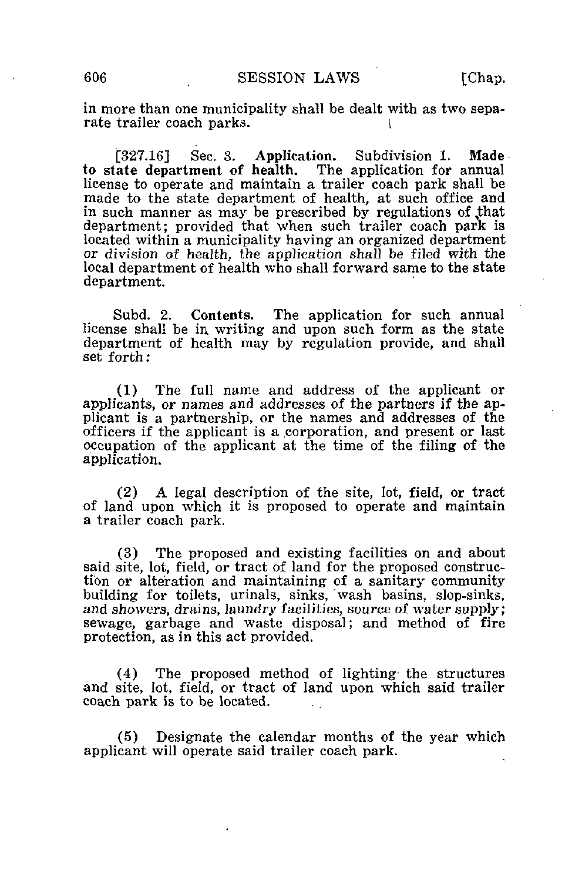in more than one municipality shall be dealt with as two separate trailer coach parks.

[327.16] Sec. 3. **Application.** Subdivision 1. **Made to state department of health.** The application for annual license to operate and maintain a trailer coach park shall be made to the state department of health, at such office and in such manner as may be prescribed by regulations of that department; provided that when such trailer coach park is located within a municipality having an organized department or division of health, the application shall be filed with the local department of health who shall forward same to the state department.

Subd. 2. **Contents.** The application for such annual license shall be in writing and upon such form as the state department of health may by regulation provide, and shall set forth:

(1) The full name and address of the applicant or applicants, or names and addresses of the partners if the applicant is a partnership, or the names and addresses of the officers if the applicant is a corporation, and present or last occupation of the applicant at the time of the filing of the application.

(2) A legal description of the site, lot, field, or tract of land upon which it is proposed to operate and maintain a trailer coach park.

(3) The proposed and existing facilities on and about said site, lot, field, or tract of land for the proposed construction or alteration and maintaining of a sanitary community building for toilets, urinals, sinks, wash basins, slop-sinks, and showers, drains, laundry facilities, source of water supply; sewage, garbage and waste disposal; and method of fire protection, as in this act provided.

(4) The proposed method of lighting the structures and site, lot, field, or tract of land upon which said trailer coach park is to be located.

(5) Designate the calendar months of the year which applicant will operate said trailer coach park.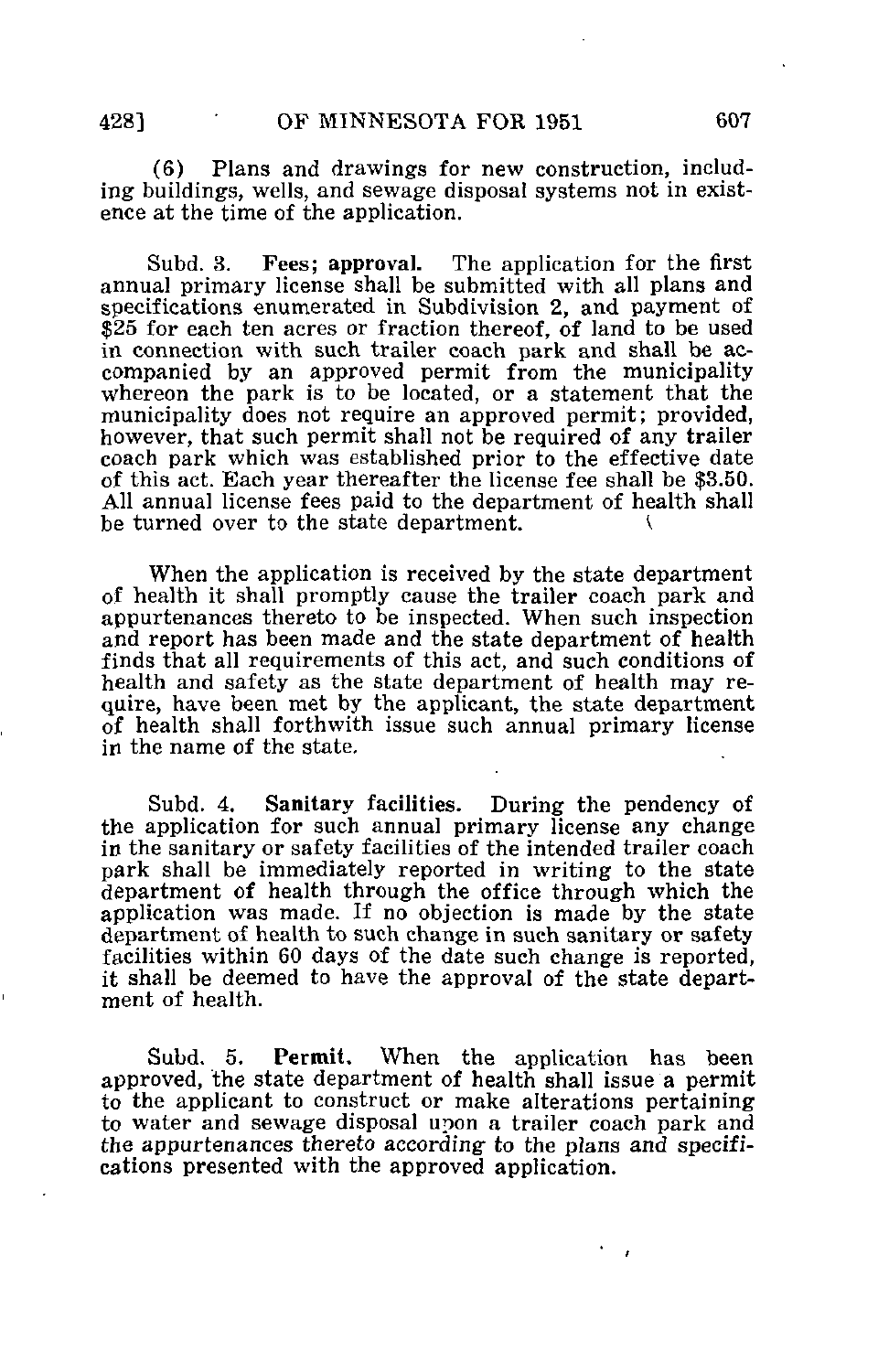(6) Plans and drawings for new construction, including buildings, wells, and sewage disposal systems not in existence at the time of the application.

Subd. 3. **Fees; approval.** The application for the first annual primary license shall be submitted with all plans and specifications enumerated in Subdivision 2, and payment of $25 for each ten acres or fraction thereof, of land to be used in connection with such trailer coach park and shall be accompanied by an approved permit from the municipality whereon the park is to be located, or a statement that the municipality does not require an approved permit; provided, however, that such permit shall not be required of any trailer coach park which was established prior to the effective date of this act. Each year thereafter the license fee shall be $3.50. All annual license fees paid to the department of health shall be turned over to the state department.

When the application is received by the state department of health it shall promptly cause the trailer coach park and appurtenances thereto to be inspected. When such inspection and report has been made and the state department of health finds that all requirements of this act, and such conditions of health and safety as the state department of health may require, have been met by the applicant, the state department of health shall forthwith issue such annual primary license in the name of the state.

Subd. 4. **Sanitary facilities.** During the pendency of the application for such annual primary license any change in the sanitary or safety facilities of the intended trailer coach park shall be immediately reported in writing to the state department of health through the office through which the application was made. If no objection is made by the state department of health to such change in such sanitary or safety facilities within 60 days of the date such change is reported, it shall be deemed to have the approval of the state department of health.

Subd. 5. **Permit.** When the application has been approved, the state department of health shall issue a permit to the applicant to construct or make alterations pertaining to water and sewage disposal upon a trailer coach park and the appurtenances thereto according to the plans and specifications presented with the approved application.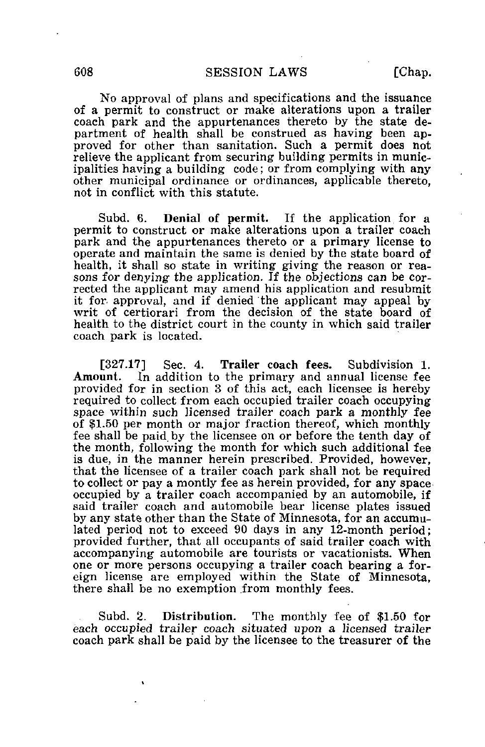No approval of plans and specifications and the issuance of a permit to construct or make alterations upon a trailer coach park and the appurtenances thereto by the state department of health shall be construed as having been approved for other than sanitation. Such a permit does not relieve the applicant from securing building permits in municipalities having a building code; or from complying with any other municipal ordinance or ordinances, applicable thereto, not in conflict with this statute.

Subd. 6. **Denial of permit.** If the application for a permit to construct or make alterations upon a trailer coach park and the appurtenances thereto or a primary license to operate and maintain the same is denied by the state board of health, it shall so state in writing giving the reason or reasons for denying the application. If the objections can be corrected the applicant may amend his application and resubmit it for approval, and if denied the applicant may appeal by writ of certiorari from the decision of the state board of health to the district court in the county in which said trailer coach park is located.

[327.17] Sec. 4. **Trailer coach fees.** Subdivision 1. **Amount.** In addition to the primary and annual license fee provided for in section 3 of this act, each licensee is hereby required to collect from each occupied trailer coach occupying space within such licensed trailer coach park a monthly fee of $1.50 per month or major fraction thereof, which monthly fee shall be paid by the licensee on or before the tenth day of the month, following the month for which such additional fee is due, in the manner herein prescribed. Provided, however, that the licensee of a trailer coach park shall not be required to collect or pay a montly fee as herein provided, for any space occupied by a trailer coach accompanied by an automobile, if said trailer coach and automobile bear license plates issued by any state other than the State of Minnesota, for an accumulated period not to exceed 90 days in any 12-month period; provided further, that all occupants of said trailer coach with accompanying automobile are tourists or vacationists. When one or more persons occupying a trailer coach bearing a foreign license are employed within the State of Minnesota, there shall be no exemption from monthly fees.

Subd. 2. **Distribution.** The monthly fee of $1.50 for each occupied trailer coach situated upon a licensed trailer coach park shall be paid by the licensee to the treasurer of the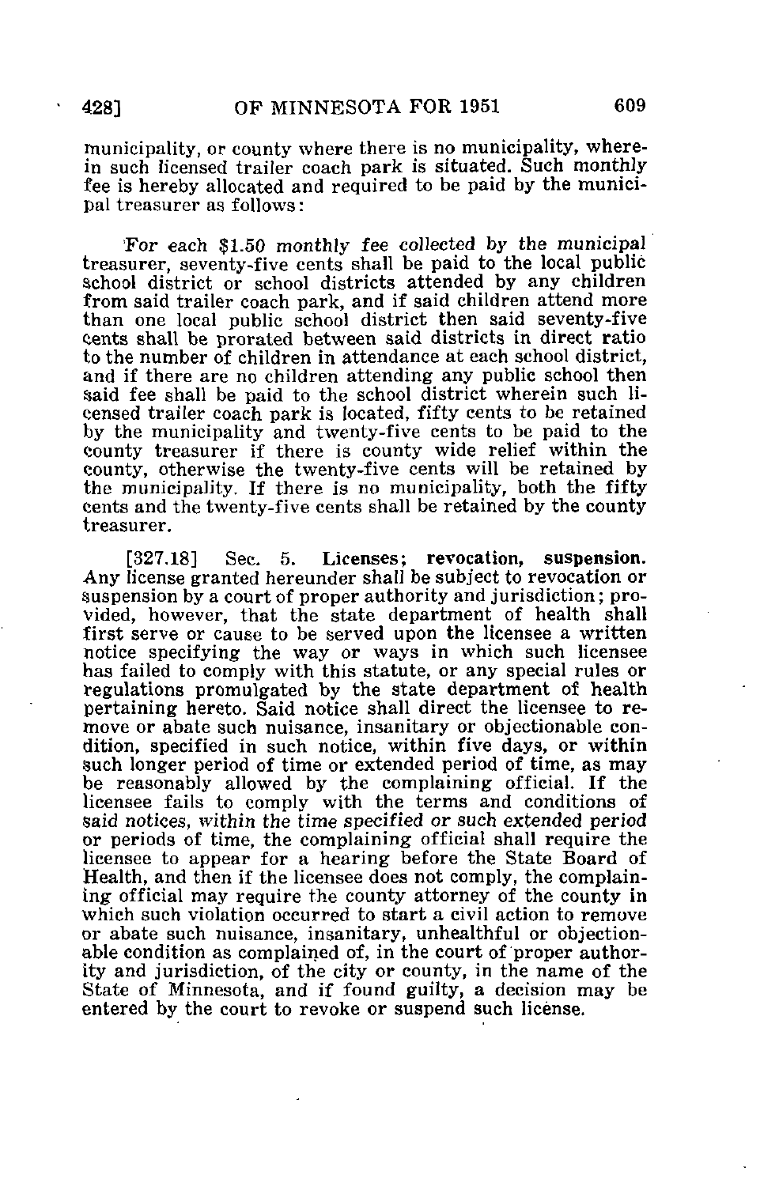municipality, or county where there is no municipality, wherein such licensed trailer coach park is situated. Such monthly fee is hereby allocated and required to be paid by the municipal treasurer as follows:

*For each $1.50 monthly fee collected by the municipal* treasurer, seventy-five cents shall be paid to the local public school district or school districts attended by any children from said trailer coach park, and if said children attend more than one local public school district then said seventy-five cents shall be prorated between said districts in direct ratio to the number of children in attendance at each school district, and if there are no children attending any public school then said fee shall be paid to the school district wherein such licensed trailer coach park is located, fifty cents to be retained by the municipality and twenty-five cents to be paid to the county treasurer if there is county wide relief within the county, otherwise the twenty-five cents will be retained by the municipality. If there is no municipality, both the fifty cents and the twenty-five cents shall be retained by the county treasurer.

[327.18] Sec. 5. **Licenses; revocation, suspension.** Any license granted hereunder shall be subject to revocation or suspension by a court of proper authority and jurisdiction; provided, however, that the state department of health shall first serve or cause to be served upon the licensee a written notice specifying the way or ways in which such licensee has failed to comply with this statute, or any special rules or regulations promulgated by the state department of health pertaining hereto. Said notice shall direct the licensee to remove or abate such nuisance, insanitary or objectionable condition, specified in such notice, within five days, or within such longer period of time or extended period of time, as may be reasonably allowed by the complaining official. If the licensee fails to comply with the terms and conditions of said *notices, within the time specified or such extended period* or periods of time, the complaining official shall require the licensee to appear for a hearing before the State Board of Health, and then if the licensee does not comply, the complaining official may require the county attorney of the county in which such violation occurred to start a civil action to remove or abate such nuisance, insanitary, unhealthful or objectionable condition as complained of, in the court of proper authority and jurisdiction, of the city or county, in the name of the State of Minnesota, and if found guilty, a decision may be entered by the court to revoke or suspend such license.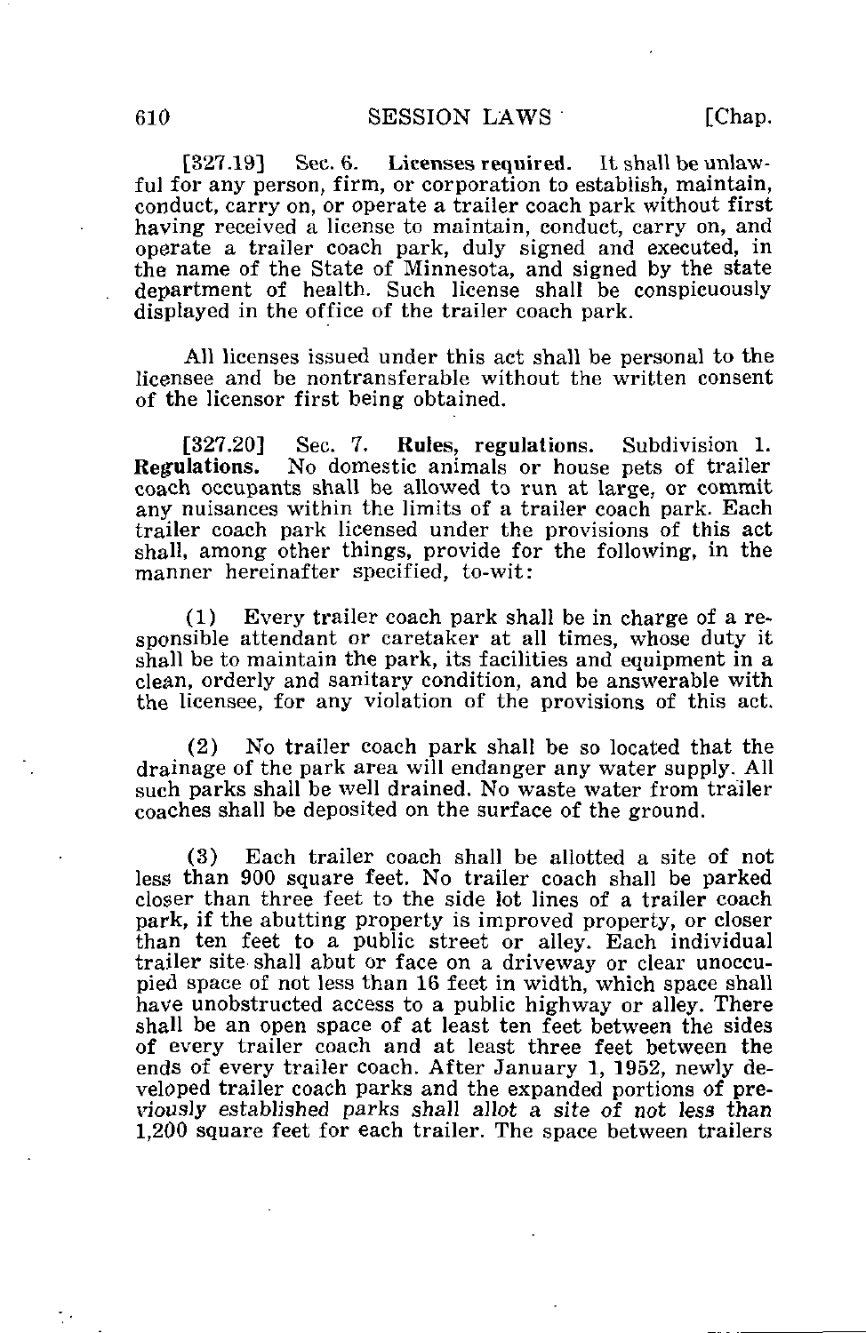[327.19] Sec. 6. **Licenses required.** It shall be unlawful for any person, firm, or corporation to establish, maintain, conduct, carry on, or operate a trailer coach park without first having received a license to maintain, conduct, carry on, and operate a trailer coach park, duly signed and executed, in the name of the State of Minnesota, and signed by the state department of health. Such license shall be conspicuously displayed in the office of the trailer coach park.

All licenses issued under this act shall be personal to the licensee and be nontransferable without the written consent of the licensor first being obtained.

[327.20] Sec. 7. **Rules, regulations.** Subdivision 1. **Regulations.** No domestic animals or house pets of trailer coach occupants shall be allowed to run at large, or commit any nuisances within the limits of a trailer coach park. Each trailer coach park licensed under the provisions of this act shall, among other things, provide for the following, in the manner hereinafter specified, to-wit:

(1) Every trailer coach park shall be in charge of a responsible attendant or caretaker at all times, whose duty it shall be to maintain the park, its facilities and equipment in a clean, orderly and sanitary condition, and be answerable with the licensee, for any violation of the provisions of this act.

(2) No trailer coach park shall be so located that the drainage of the park area will endanger any water supply. All such parks shall be well drained. No waste water from trailer coaches shall be deposited on the surface of the ground.

(3) Each trailer coach shall be allotted a site of not less than 900 square feet. No trailer coach shall be parked closer than three feet to the side lot lines of a trailer coach park, if the abutting property is improved property, or closer than ten feet to a public street or alley. Each individual trailer site shall abut or face on a driveway or clear unoccupied space of not less than 16 feet in width, which space shall have unobstructed access to a public highway or alley. There shall be an open space of at least ten feet between the sides of every trailer coach and at least three feet between the ends of every trailer coach. After January 1, 1952, newly developed trailer coach parks and the expanded portions of previously established parks shall allot a site of not less than 1,200 square feet for each trailer. The space between trailers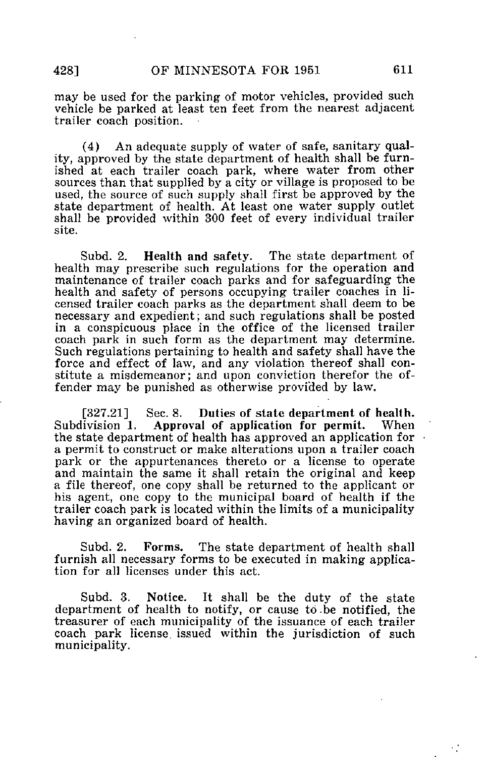may be used for the parking of motor vehicles, provided such vehicle be parked at least ten feet from the nearest adjacent trailer coach position.

(4) An adequate supply of water of safe, sanitary quality, approved by the state department of health shall be furnished at each trailer coach park, where water from other sources than that supplied by a city or village is proposed to be used, the source of such supply shall first be approved by the state department of health. At least one water supply outlet shall be provided within 300 feet of every individual trailer site.

Subd. 2. **Health and safety.** The state department of health may prescribe such regulations for the operation and maintenance of trailer coach parks and for safeguarding the health and safety of persons occupying trailer coaches in licensed trailer coach parks as the department shall deem to be necessary and expedient; and such regulations shall be posted in a conspicuous place in the office of the licensed trailer coach park in such form as the department may determine. Such regulations pertaining to health and safety shall have the force and effect of law, and any violation thereof shall constitute a misdemeanor; and upon conviction therefor the offender may be punished as otherwise provided by law.

[327.21] Sec. 8. **Duties of state department of health.** Subdivision 1. **Approval of application for permit.** When the state department of health has approved an application for a permit to construct or make alterations upon a trailer coach park or the appurtenances thereto or a license to operate and maintain the same it shall retain the original and keep a file thereof, one copy shall be returned to the applicant or his agent, one copy to the municipal board of health if the trailer coach park is located within the limits of a municipality having an organized board of health.

Subd. 2. **Forms.** The state department of health shall furnish all necessary forms to be executed in making application for all licenses under this act.

Subd. 3. **Notice.** It shall be the duty of the state department of health to notify, or cause to be notified, the treasurer of each municipality of the issuance of each trailer coach park license issued within the jurisdiction of such municipality.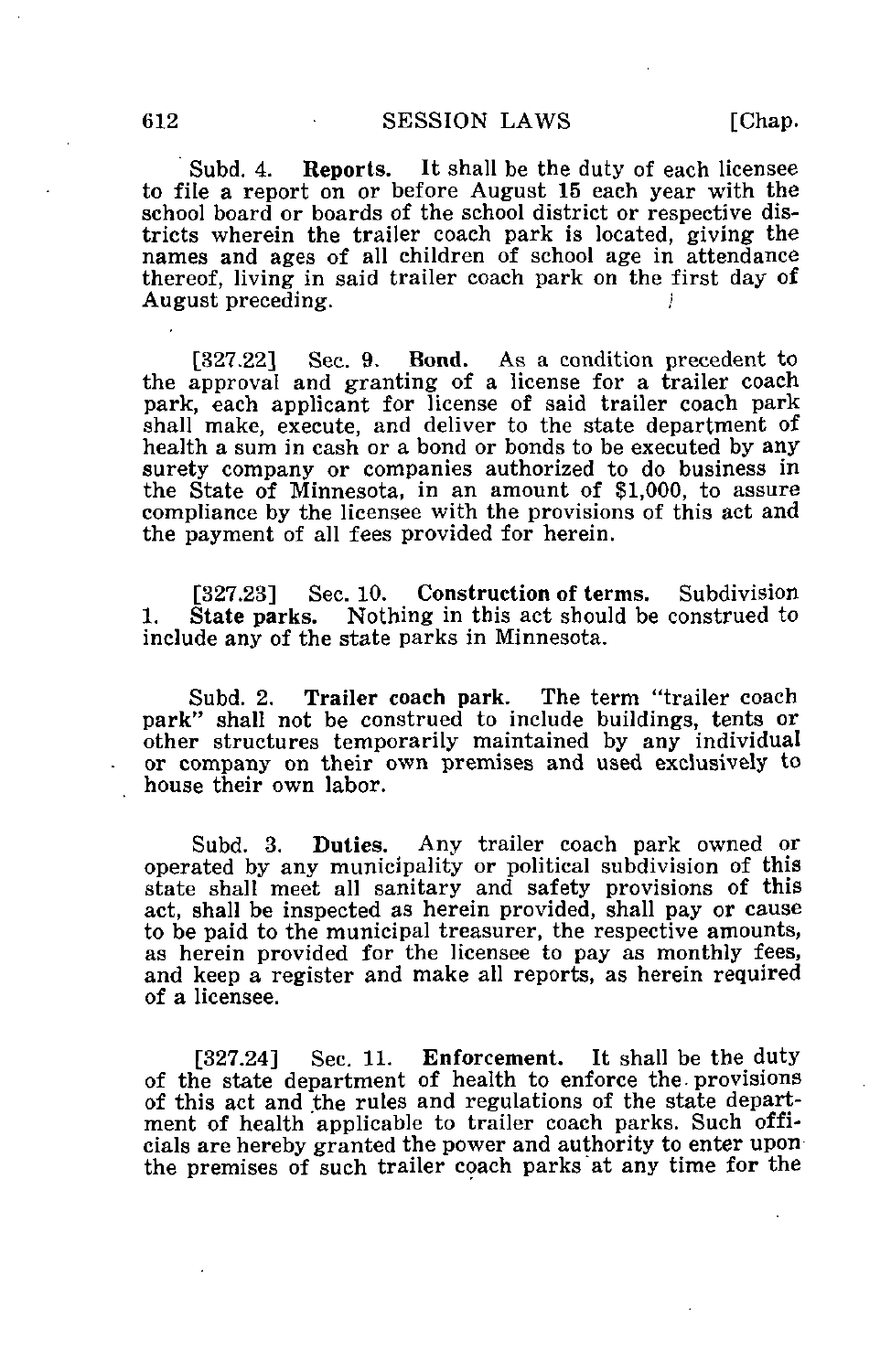Subd. 4. **Reports.** It shall be the duty of each licensee to file a report on or before August 15 each year with the school board or boards of the school district or respective districts wherein the trailer coach park is located, giving the names and ages of all children of school age in attendance thereof, living in said trailer coach park on the first day of August preceding.

[327.22] Sec. 9. **Bond.** As a condition precedent to the approval and granting of a license for a trailer coach park, each applicant for license of said trailer coach park shall make, execute, and deliver to the state department of health a sum in cash or a bond or bonds to be executed by any surety company or companies authorized to do business in the State of Minnesota, in an amount of $1,000, to assure compliance by the licensee with the provisions of this act and the payment of all fees provided for herein.

[327.23] Sec. 10. **Construction of terms.** Subdivision 1. **State parks.** Nothing in this act should be construed to include any of the state parks in Minnesota.

Subd. 2. **Trailer coach park.** The term "trailer coach park" shall not be construed to include buildings, tents or other structures temporarily maintained by any individual or company on their own premises and used exclusively to house their own labor.

Subd. 3. **Duties.** Any trailer coach park owned or operated by any municipality or political subdivision of this state shall meet all sanitary and safety provisions of this act, shall be inspected as herein provided, shall pay or cause to be paid to the municipal treasurer, the respective amounts, as herein provided for the licensee to pay as monthly fees, and keep a register and make all reports, as herein required of a licensee.

[327.24] Sec. 11. **Enforcement.** It shall be the duty of the state department of health to enforce the provisions of this act and the rules and regulations of the state department of health applicable to trailer coach parks. Such officials are hereby granted the power and authority to enter upon the premises of such trailer coach parks at any time for the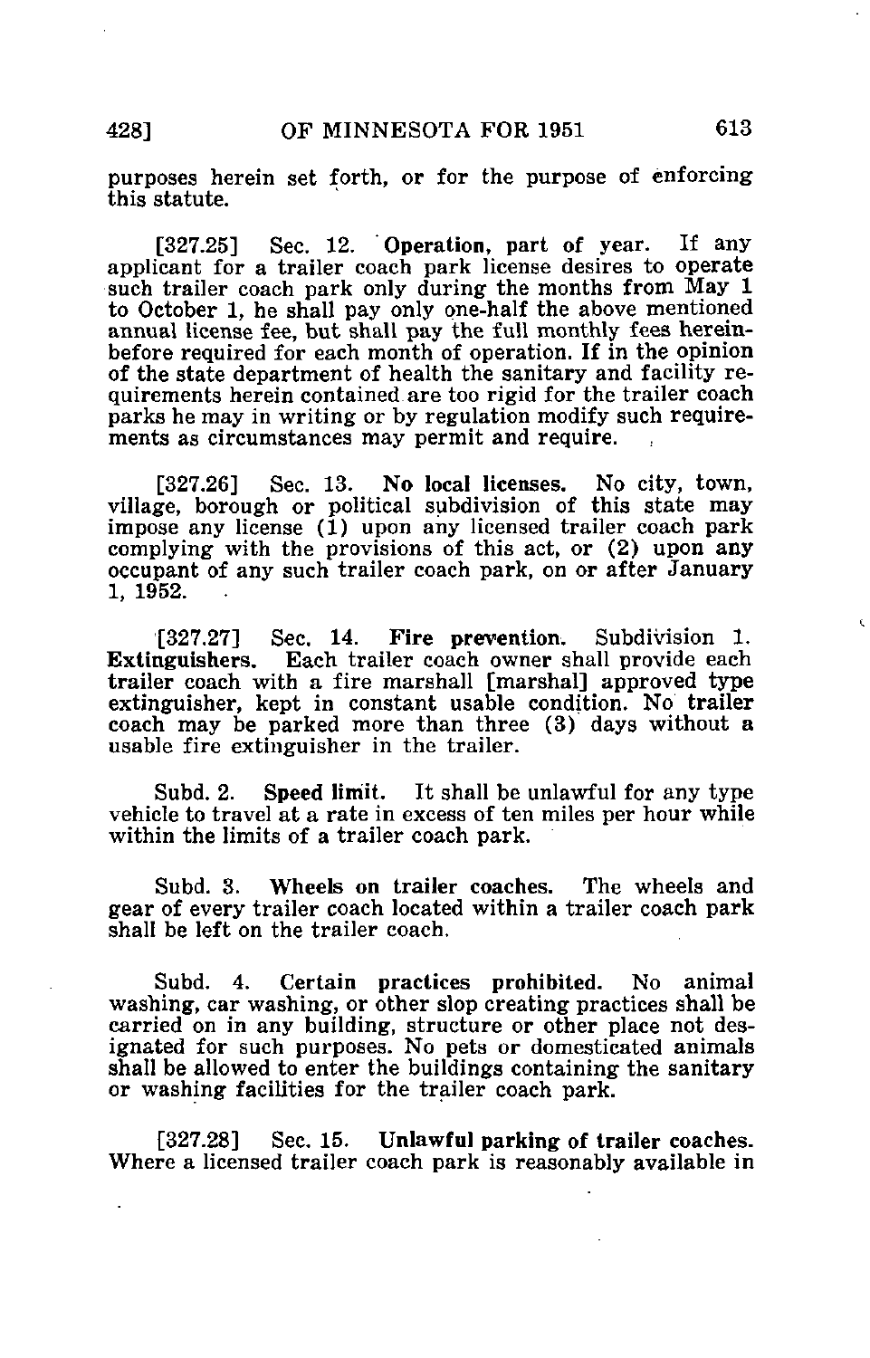purposes herein set forth, or for the purpose of enforcing this statute.

[327.25] Sec. 12. **Operation, part of year.** If any applicant for a trailer coach park license desires to operate such trailer coach park only during the months from May 1 to October 1, he shall pay only one-half the above mentioned annual license fee, but shall pay the full monthly fees hereinbefore required for each month of operation. If in the opinion of the state department of health the sanitary and facility requirements herein contained are too rigid for the trailer coach parks he may in writing or by regulation modify such requirements as circumstances may permit and require.

[327.26] Sec. 13. **No local licenses.** No city, town, village, borough or political subdivision of this state may impose any license (1) upon any licensed trailer coach park complying with the provisions of this act, or (2) upon any occupant of any such trailer coach park, on or after January 1, 1952.

[327.27] Sec. 14. **Fire prevention.** Subdivision 1. **Extinguishers.** Each trailer coach owner shall provide each trailer coach with a fire marshall [marshal] approved type extinguisher, kept in constant usable condition. No trailer coach may be parked more than three (3) days without a usable fire extinguisher in the trailer.

Subd. 2. **Speed limit.** It shall be unlawful for any type vehicle to travel at a rate in excess of ten miles per hour while within the limits of a trailer coach park.

Subd. 3. **Wheels on trailer coaches.** The wheels and gear of every trailer coach located within a trailer coach park shall be left on the trailer coach.

Subd. 4. **Certain practices prohibited.** No animal washing, car washing, or other slop creating practices shall be carried on in any building, structure or other place not designated for such purposes. No pets or domesticated animals shall be allowed to enter the buildings containing the sanitary or washing facilities for the trailer coach park.

[327.28] Sec. 15. **Unlawful parking of trailer coaches.** Where a licensed trailer coach park is reasonably available in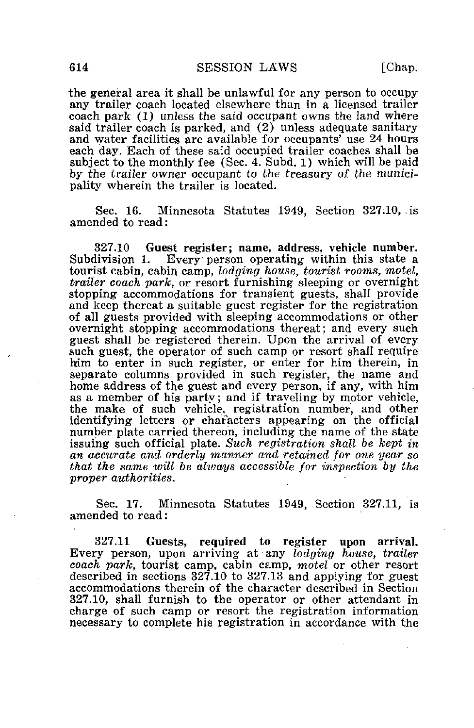the general area it shall be unlawful for any person to occupy any trailer coach located elsewhere than in a licensed trailer coach park (1) unless the said occupant owns the land where said trailer coach is parked, and (2) unless adequate sanitary and water facilities are available for occupants' use 24 hours each day. Each of these said occupied trailer coaches shall be subject to the monthly fee (Sec. 4. Subd. 1) which will be paid *by the trailer owner occupant to the treasury of the municipality wherein the trailer is located.*

Sec. 16. Minnesota Statutes 1949, Section 327.10, is amended to read:

327.10 **Guest register; name, address, vehicle number.** Subdivision 1. Every person operating within this state a tourist cabin, cabin camp, *lodging house, tourist rooms, motel, trailer coach park,* or resort furnishing sleeping or overnight stopping accommodations for transient guests, shall provide and keep thereat a suitable guest register for the registration of all guests provided with sleeping accommodations or other overnight stopping accommodations thereat; and every such guest shall be registered therein. Upon the arrival of every such guest, the operator of such camp or resort shall require him to enter in such register, or enter for him therein, in separate columns provided in such register, the name and home address of the guest and every person, if any, with him as a member of his party; and if traveling by motor vehicle, the make of such vehicle, registration number, and other identifying letters or characters appearing on the official number plate carried thereon, including the name of the state issuing such official plate. *Such registration shall be kept in an accurate and orderly manner and retained for one year so that the same will be always accessible for inspection by the proper authorities.*

Sec. 17. Minnesota Statutes 1949, Section 327.11, is amended to read:

327.11 **Guests, required to register upon arrival.** Every person, upon arriving at any *lodging house, trailer coach park,* tourist camp, cabin camp, *motel* or other resort described in sections 327.10 to 327.13 and applying for guest accommodations therein of the character described in Section 327.10, shall furnish to the operator or other attendant in charge of such camp or resort the registration information necessary to complete his registration in accordance with the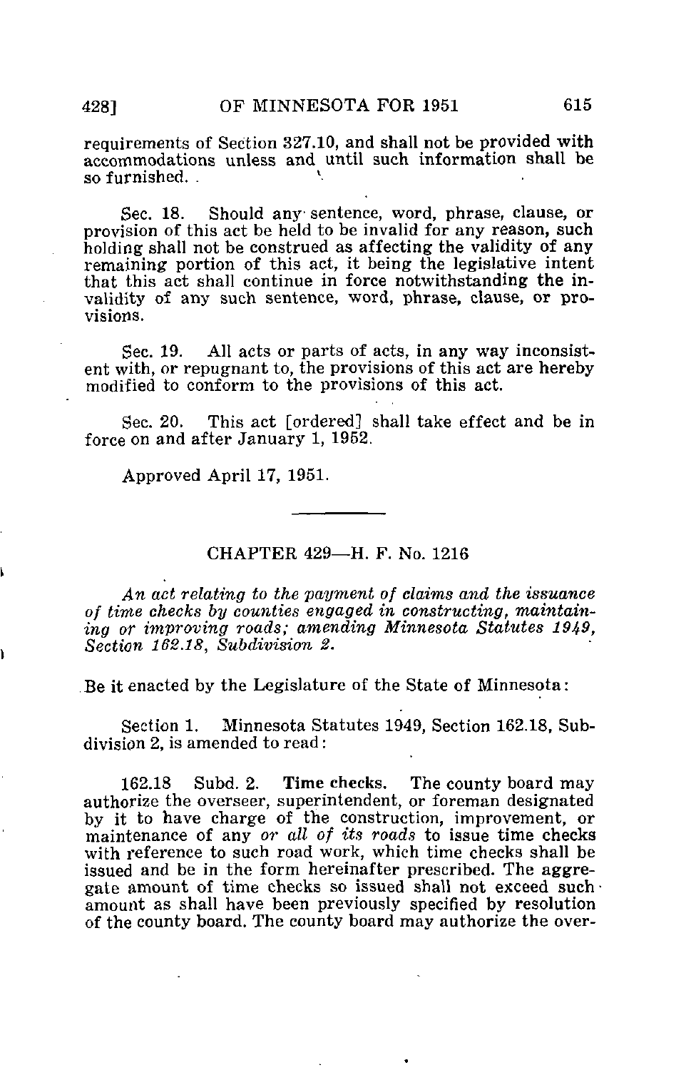requirements of Section 327.10, and shall not be provided with accommodations unless and until such information shall be so furnished.

Sec. 18. Should any sentence, word, phrase, clause, or provision of this act be held to be invalid for any reason, such holding shall not be construed as affecting the validity of any remaining portion of this act, it being the legislative intent that this act shall continue in force notwithstanding the invalidity of any such sentence, word, phrase, clause, or provisions.

Sec. 19. All acts or parts of acts, in any way inconsistent with, or repugnant to, the provisions of this act are hereby modified to conform to the provisions of this act.

Sec. 20. This act [ordered] shall take effect and be in force on and after January 1, 1952.

Approved April 17, 1951.

---

## CHAPTER 429—H. F. No. 1216

*An act relating to the payment of claims and the issuance of time checks by counties engaged in constructing, maintaining or improving roads; amending Minnesota Statutes 1949, Section 162.18, Subdivision 2.*

Be it enacted by the Legislature of the State of Minnesota:

Section 1. Minnesota Statutes 1949, Section 162.18, Subdivision 2, is amended to read:

162.18 Subd. 2. **Time checks.** The county board may authorize the overseer, superintendent, or foreman designated by it to have charge of the construction, improvement, or maintenance of any *or all of its roads* to issue time checks with reference to such road work, which time checks shall be issued and be in the form hereinafter prescribed. The aggregate amount of time checks so issued shall not exceed such amount as shall have been previously specified by resolution of the county board. The county board may authorize the over-